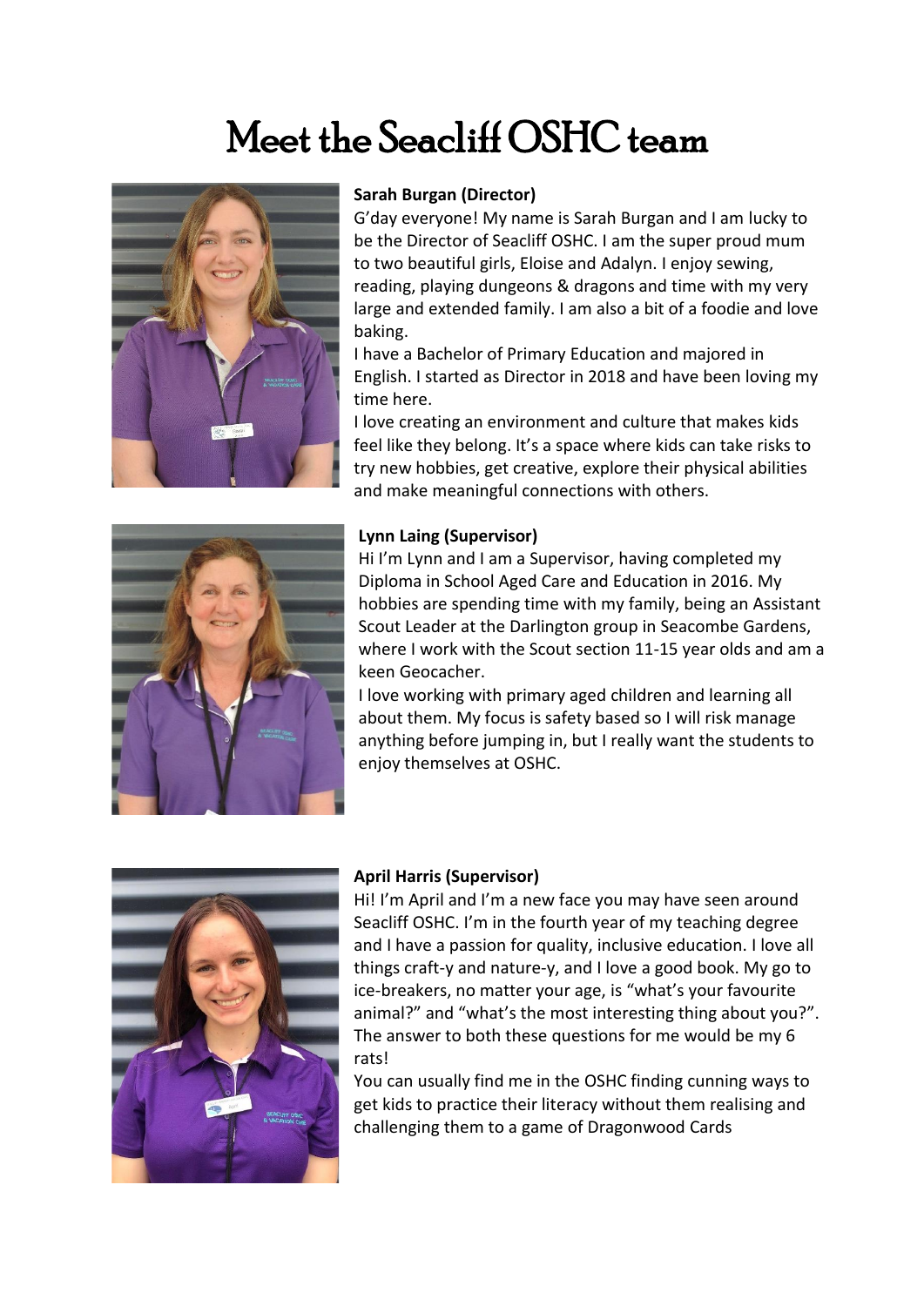# Meet the Seacliff OSHC team

**Sarah Burgan (Director)**

G'day everyone! My name is Sarah Burgan and I am lucky to be the Director of Seacliff OSHC. I am the super proud mum to two beautiful girls, Eloise and Adalyn. I enjoy sewing, reading, playing dungeons & dragons and time with my very large and extended family. I am also a bit of a foodie and love baking.

I have a Bachelor of Primary Education and majored in English. I started as Director in 2018 and have been loving my time here.

I love creating an environment and culture that makes kids feel like they belong. It's a space where kids can take risks to try new hobbies, get creative, explore their physical abilities and make meaningful connections with others.

**Lynn Laing (Supervisor)**

Hi I'm Lynn and I am a Supervisor, having completed my Diploma in School Aged Care and Education in 2016. My hobbies are spending time with my family, being an Assistant Scout Leader at the Darlington group in Seacombe Gardens, where I work with the Scout section 11-15 year olds and am a keen Geocacher.

I love working with primary aged children and learning all about them. My focus is safety based so I will risk manage anything before jumping in, but I really want the students to enjoy themselves at OSHC.

**April Harris (Supervisor)**

Hi! I'm April and I'm a new face you may have seen around Seacliff OSHC. I'm in the fourth year of my teaching degree and I have a passion for quality, inclusive education. I love all things craft-y and nature-y, and I love a good book. My go to ice-breakers, no matter your age, is "what's your favourite animal?" and "what's the most interesting thing about you?". The answer to both these questions for me would be my 6 rats!

You can usually find me in the OSHC finding cunning ways to get kids to practice their literacy without them realising and challenging them to a game of Dragonwood Cards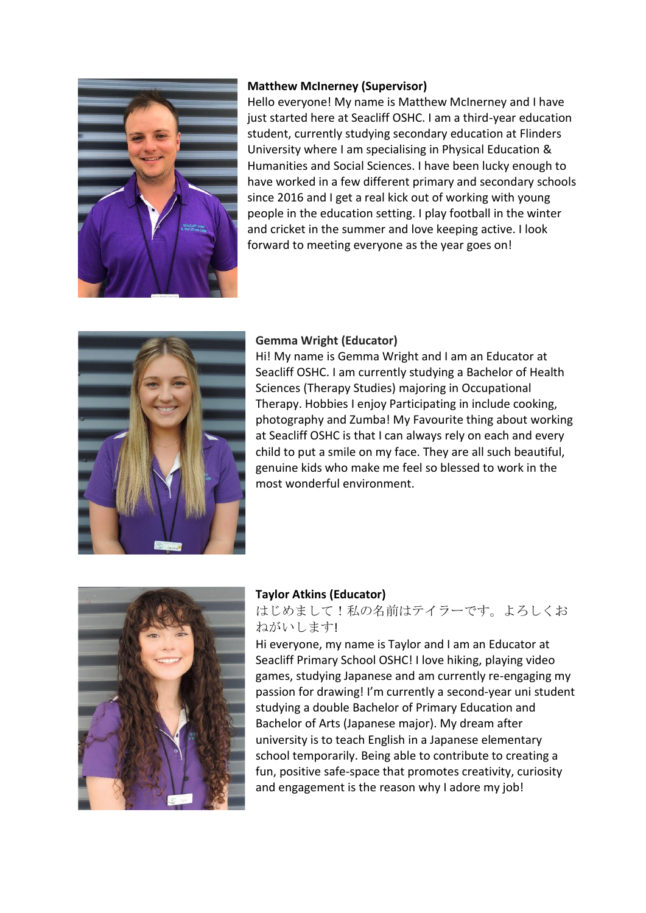**Matthew McInerney (Supervisor)**
Hello everyone! My name is Matthew McInerney and I have just started here at Seacliff OSHC. I am a third-year education student, currently studying secondary education at Flinders University where I am specialising in Physical Education & Humanities and Social Sciences. I have been lucky enough to have worked in a few different primary and secondary schools since 2016 and I get a real kick out of working with young people in the education setting. I play football in the winter and cricket in the summer and love keeping active. I look forward to meeting everyone as the year goes on!

**Gemma Wright (Educator)**
Hi! My name is Gemma Wright and I am an Educator at Seacliff OSHC. I am currently studying a Bachelor of Health Sciences (Therapy Studies) majoring in Occupational Therapy. Hobbies I enjoy Participating in include cooking, photography and Zumba! My Favourite thing about working at Seacliff OSHC is that I can always rely on each and every child to put a smile on my face. They are all such beautiful, genuine kids who make me feel so blessed to work in the most wonderful environment.

**Taylor Atkins (Educator)**
はじめまして！私の名前はテイラーです。よろしくおねがいします!
Hi everyone, my name is Taylor and I am an Educator at Seacliff Primary School OSHC! I love hiking, playing video games, studying Japanese and am currently re-engaging my passion for drawing! I'm currently a second-year uni student studying a double Bachelor of Primary Education and Bachelor of Arts (Japanese major). My dream after university is to teach English in a Japanese elementary school temporarily. Being able to contribute to creating a fun, positive safe-space that promotes creativity, curiosity and engagement is the reason why I adore my job!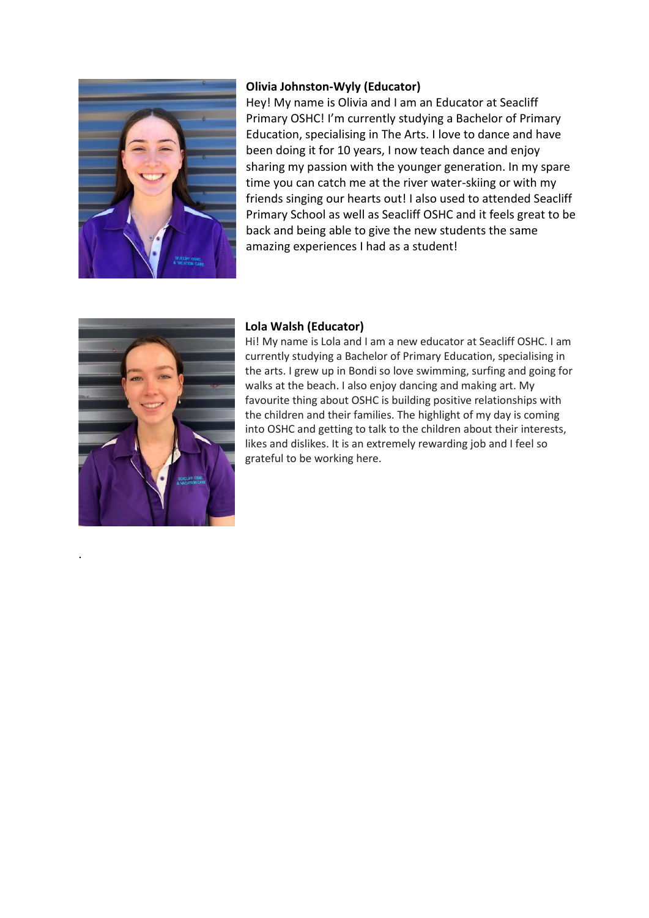**Olivia Johnston-Wyly (Educator)**

Hey! My name is Olivia and I am an Educator at Seacliff Primary OSHC! I'm currently studying a Bachelor of Primary Education, specialising in The Arts. I love to dance and have been doing it for 10 years, I now teach dance and enjoy sharing my passion with the younger generation. In my spare time you can catch me at the river water-skiing or with my friends singing our hearts out! I also used to attended Seacliff Primary School as well as Seacliff OSHC and it feels great to be back and being able to give the new students the same amazing experiences I had as a student!

**Lola Walsh (Educator)**

Hi! My name is Lola and I am a new educator at Seacliff OSHC. I am currently studying a Bachelor of Primary Education, specialising in the arts. I grew up in Bondi so love swimming, surfing and going for walks at the beach. I also enjoy dancing and making art. My favourite thing about OSHC is building positive relationships with the children and their families. The highlight of my day is coming into OSHC and getting to talk to the children about their interests, likes and dislikes. It is an extremely rewarding job and I feel so grateful to be working here.

.